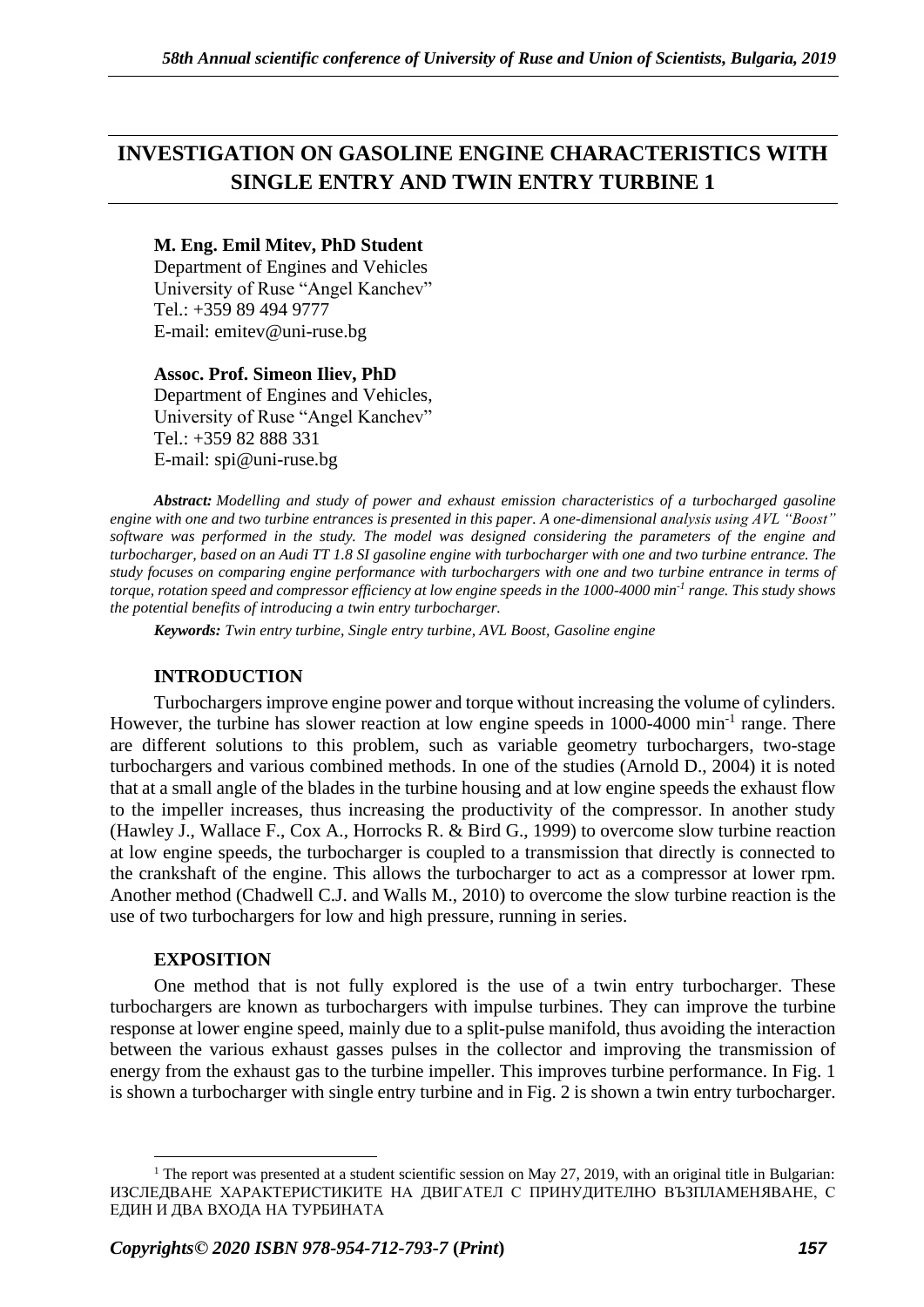# INVESTIGATION ON GASOLINE ENGINE CHARACTERISTICS WITH SINGLE ENTRY AND TWIN ENTRY TURBINE [1]

**M. Eng. Emil Mitev, PhD Student**
Department of Engines and Vehicles
University of Ruse "Angel Kanchev"
Tel.: +359 89 494 9777
E-mail: emitev@uni-ruse.bg

**Assoc. Prof. Simeon Iliev, PhD**
Department of Engines and Vehicles,
University of Ruse "Angel Kanchev"
Tel.: +359 82 888 331
E-mail: spi@uni-ruse.bg

***Abstract:*** *Modelling and study of power and exhaust emission characteristics of a turbocharged gasoline engine with one and two turbine entrances is presented in this paper. A one-dimensional analysis using AVL "Boost" software was performed in the study. The model was designed considering the parameters of the engine and turbocharger, based on an Audi TT 1.8 SI gasoline engine with turbocharger with one and two turbine entrance. The study focuses on comparing engine performance with turbochargers with one and two turbine entrance in terms of torque, rotation speed and compressor efficiency at low engine speeds in the 1000-4000 min$^{-1}$ range. This study shows the potential benefits of introducing a twin entry turbocharger.*

***Keywords:*** *Twin entry turbine, Single entry turbine, AVL Boost, Gasoline engine*

## INTRODUCTION

Turbochargers improve engine power and torque without increasing the volume of cylinders. However, the turbine has slower reaction at low engine speeds in 1000-4000 min$^{-1}$ range. There are different solutions to this problem, such as variable geometry turbochargers, two-stage turbochargers and various combined methods. In one of the studies (Arnold D., 2004) it is noted that at a small angle of the blades in the turbine housing and at low engine speeds the exhaust flow to the impeller increases, thus increasing the productivity of the compressor. In another study (Hawley J., Wallace F., Cox A., Horrocks R. & Bird G., 1999) to overcome slow turbine reaction at low engine speeds, the turbocharger is coupled to a transmission that directly is connected to the crankshaft of the engine. This allows the turbocharger to act as a compressor at lower rpm. Another method (Chadwell C.J. and Walls M., 2010) to overcome the slow turbine reaction is the use of two turbochargers for low and high pressure, running in series.

## EXPOSITION

One method that is not fully explored is the use of a twin entry turbocharger. These turbochargers are known as turbochargers with impulse turbines. They can improve the turbine response at lower engine speed, mainly due to a split-pulse manifold, thus avoiding the interaction between the various exhaust gasses pulses in the collector and improving the transmission of energy from the exhaust gas to the turbine impeller. This improves turbine performance. In Fig. 1 is shown a turbocharger with single entry turbine and in Fig. 2 is shown a twin entry turbocharger.

---

[1] The report was presented at a student scientific session on May 27, 2019, with an original title in Bulgarian: ИЗСЛЕДВАНЕ ХАРАКТЕРИСТИКИТЕ НА ДВИГАТЕЛ С ПРИНУДИТЕЛНО ВЪЗПЛАМЕНЯВАНЕ, С ЕДИН И ДВА ВХОДА НА ТУРБИНАТА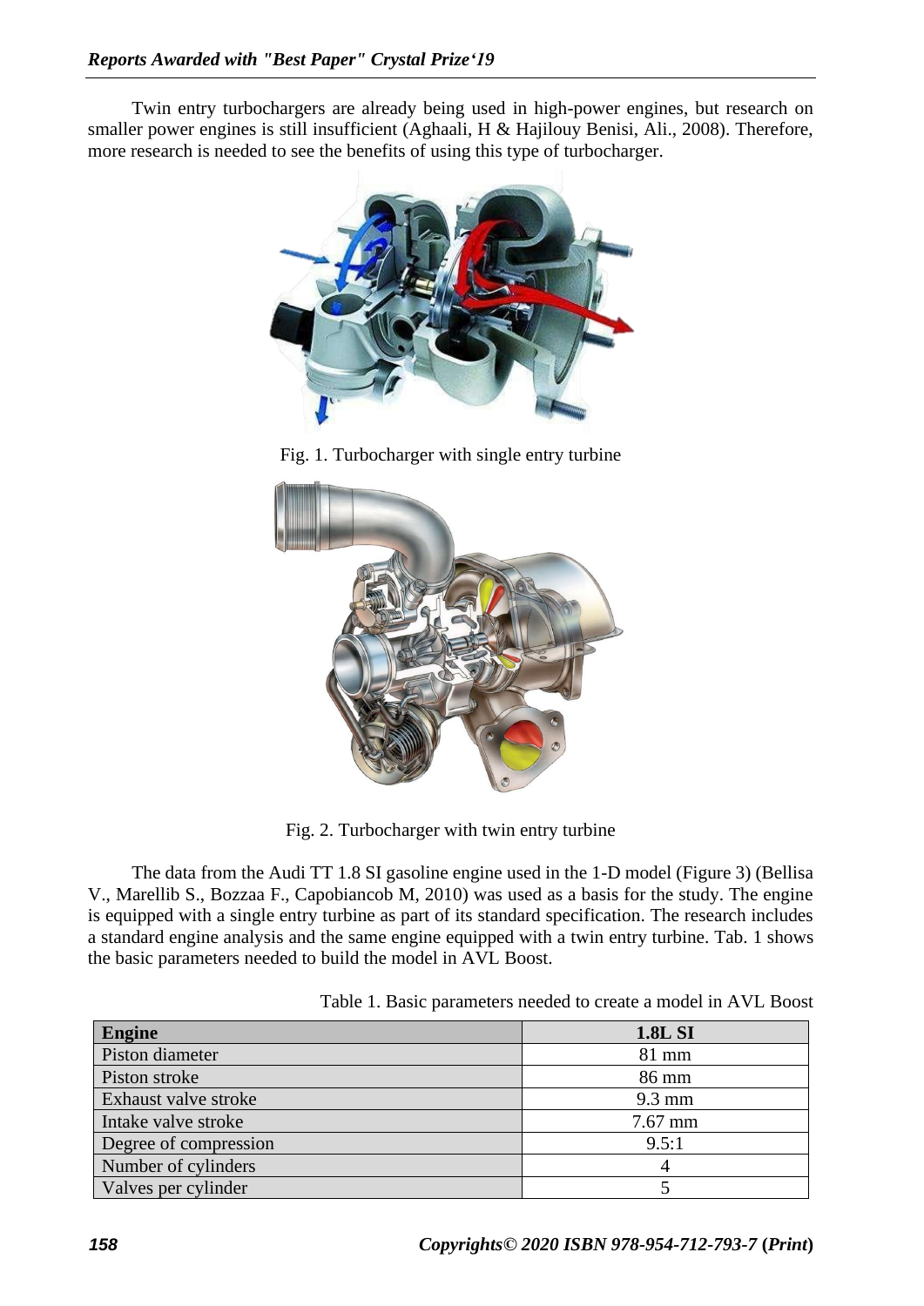Twin entry turbochargers are already being used in high-power engines, but research on smaller power engines is still insufficient (Aghaali, H & Hajilouy Benisi, Ali., 2008). Therefore, more research is needed to see the benefits of using this type of turbocharger.

Fig. 1. Turbocharger with single entry turbine

Fig. 2. Turbocharger with twin entry turbine

The data from the Audi TT 1.8 SI gasoline engine used in the 1-D model (Figure 3) (Bellisa V., Marellib S., Bozzaa F., Capobiancob M, 2010) was used as a basis for the study. The engine is equipped with a single entry turbine as part of its standard specification. The research includes a standard engine analysis and the same engine equipped with a twin entry turbine. Tab. 1 shows the basic parameters needed to build the model in AVL Boost.

Table 1. Basic parameters needed to create a model in AVL Boost

| **Engine** | **1.8L SI** |
| --- | --- |
| Piston diameter | 81 mm |
| Piston stroke | 86 mm |
| Exhaust valve stroke | 9.3 mm |
| Intake valve stroke | 7.67 mm |
| Degree of compression | 9.5:1 |
| Number of cylinders | 4 |
| Valves per cylinder | 5 |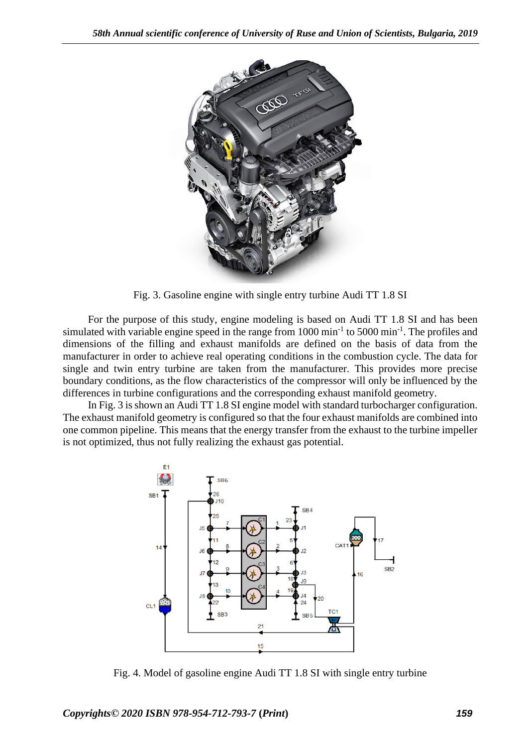Fig. 3. Gasoline engine with single entry turbine Audi TT 1.8 SI

For the purpose of this study, engine modeling is based on Audi TT 1.8 SI and has been simulated with variable engine speed in the range from 1000 $min^{-1}$ to 5000 $min^{-1}$. The profiles and dimensions of the filling and exhaust manifolds are defined on the basis of data from the manufacturer in order to achieve real operating conditions in the combustion cycle. The data for single and twin entry turbine are taken from the manufacturer. This provides more precise boundary conditions, as the flow characteristics of the compressor will only be influenced by the differences in turbine configurations and the corresponding exhaust manifold geometry.

In Fig. 3 is shown an Audi TT 1.8 SI engine model with standard turbocharger configuration. The exhaust manifold geometry is configured so that the four exhaust manifolds are combined into one common pipeline. This means that the energy transfer from the exhaust to the turbine impeller is not optimized, thus not fully realizing the exhaust gas potential.

Fig. 4. Model of gasoline engine Audi TT 1.8 SI with single entry turbine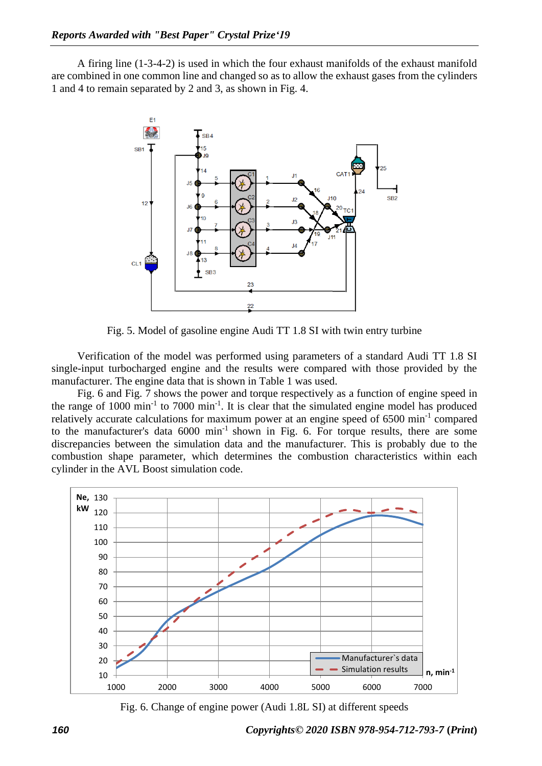A firing line (1-3-4-2) is used in which the four exhaust manifolds of the exhaust manifold are combined in one common line and changed so as to allow the exhaust gases from the cylinders 1 and 4 to remain separated by 2 and 3, as shown in Fig. 4.

Fig. 5. Model of gasoline engine Audi TT 1.8 SI with twin entry turbine

Verification of the model was performed using parameters of a standard Audi TT 1.8 SI single-input turbocharged engine and the results were compared with those provided by the manufacturer. The engine data that is shown in Table 1 was used.

Fig. 6 and Fig. 7 shows the power and torque respectively as a function of engine speed in the range of 1000 $min^{-1}$ to 7000 $min^{-1}$. It is clear that the simulated engine model has produced relatively accurate calculations for maximum power at an engine speed of 6500 $min^{-1}$ compared to the manufacturer's data 6000 $min^{-1}$ shown in Fig. 6. For torque results, there are some discrepancies between the simulation data and the manufacturer. This is probably due to the combustion shape parameter, which determines the combustion characteristics within each cylinder in the AVL Boost simulation code.

Fig. 6. Change of engine power (Audi 1.8L SI) at different speeds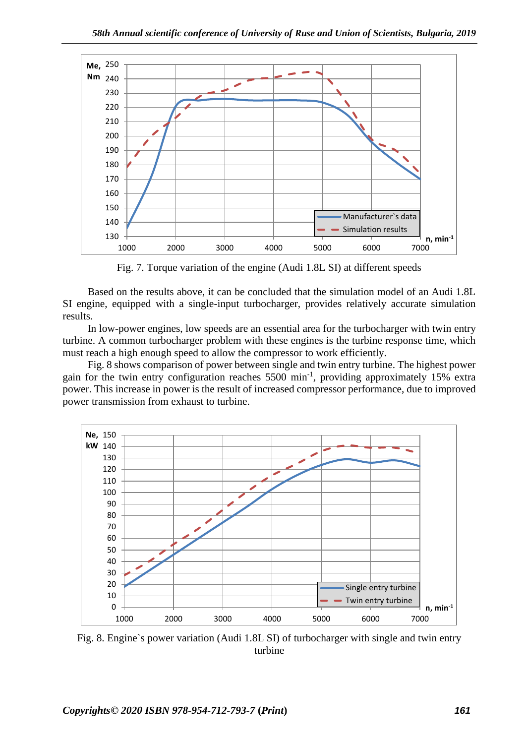Fig. 7. Torque variation of the engine (Audi 1.8L SI) at different speeds

Based on the results above, it can be concluded that the simulation model of an Audi 1.8L SI engine, equipped with a single-input turbocharger, provides relatively accurate simulation results.

In low-power engines, low speeds are an essential area for the turbocharger with twin entry turbine. A common turbocharger problem with these engines is the turbine response time, which must reach a high enough speed to allow the compressor to work efficiently.

Fig. 8 shows comparison of power between single and twin entry turbine. The highest power gain for the twin entry configuration reaches 5500 $min^{-1}$, providing approximately 15% extra power. This increase in power is the result of increased compressor performance, due to improved power transmission from exhaust to turbine.

Fig. 8. Engine`s power variation (Audi 1.8L SI) of turbocharger with single and twin entry turbine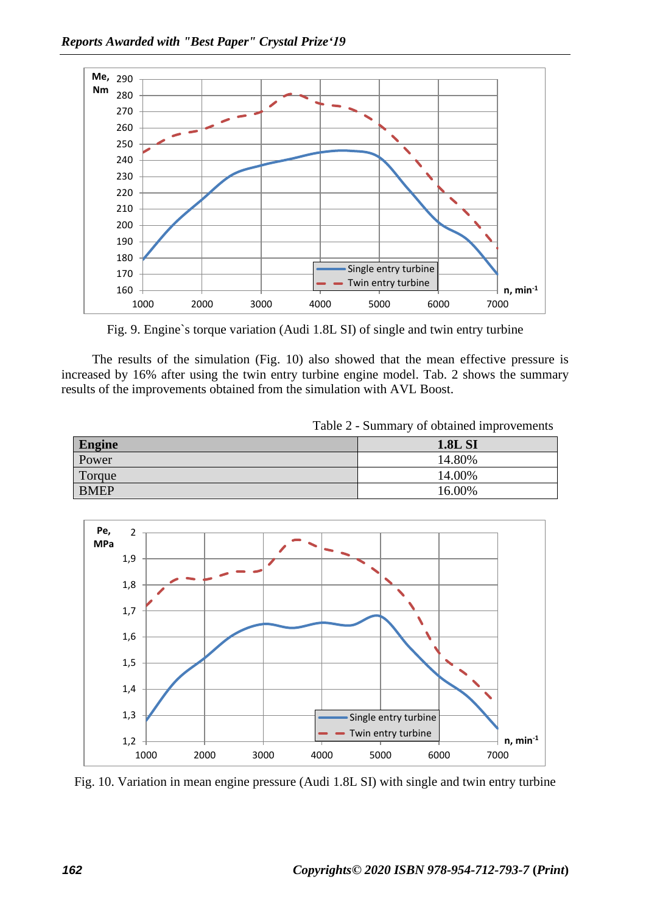Fig. 9. Engine`s torque variation (Audi 1.8L SI) of single and twin entry turbine

The results of the simulation (Fig. 10) also showed that the mean effective pressure is increased by 16% after using the twin entry turbine engine model. Tab. 2 shows the summary results of the improvements obtained from the simulation with AVL Boost.

Table 2 - Summary of obtained improvements

| Engine | 1.8L SI |
|---|---|
| Power | 14.80% |
| Torque | 14.00% |
| BMEP | 16.00% |

Fig. 10. Variation in mean engine pressure (Audi 1.8L SI) with single and twin entry turbine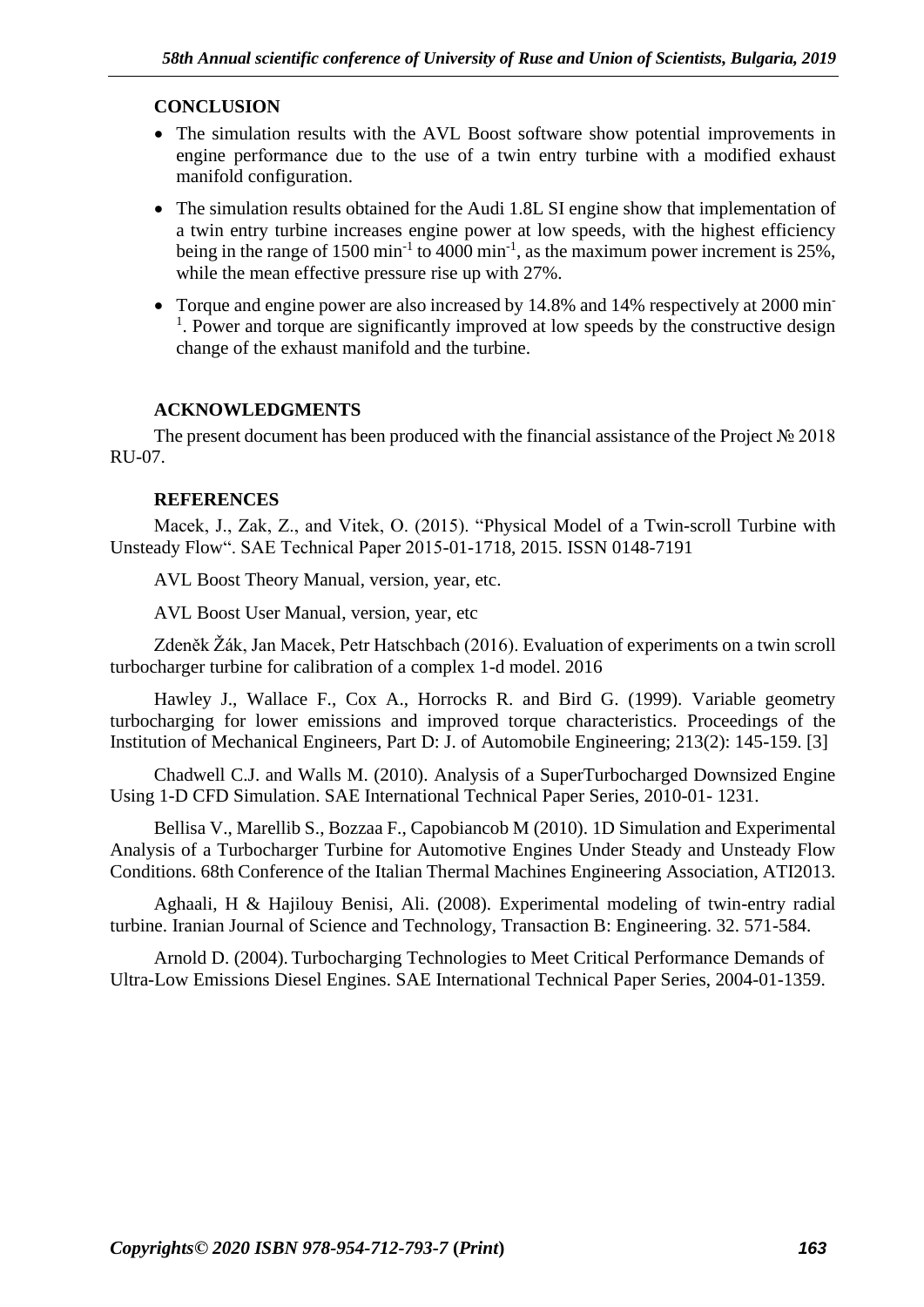## CONCLUSION

- The simulation results with the AVL Boost software show potential improvements in engine performance due to the use of a twin entry turbine with a modified exhaust manifold configuration.
- The simulation results obtained for the Audi 1.8L SI engine show that implementation of a twin entry turbine increases engine power at low speeds, with the highest efficiency being in the range of 1500 $min^{-1}$ to 4000 $min^{-1}$, as the maximum power increment is 25%, while the mean effective pressure rise up with 27%.
- Torque and engine power are also increased by 14.8% and 14% respectively at 2000 $min^{-1}$. Power and torque are significantly improved at low speeds by the constructive design change of the exhaust manifold and the turbine.

## ACKNOWLEDGMENTS

The present document has been produced with the financial assistance of the Project № 2018 RU-07.

## REFERENCES

Macek, J., Zak, Z., and Vitek, O. (2015). "Physical Model of a Twin-scroll Turbine with Unsteady Flow". SAE Technical Paper 2015-01-1718, 2015. ISSN 0148-7191

AVL Boost Theory Manual, version, year, etc.

AVL Boost User Manual, version, year, etc

Zdeněk Žák, Jan Macek, Petr Hatschbach (2016). Evaluation of experiments on a twin scroll turbocharger turbine for calibration of a complex 1-d model. 2016

Hawley J., Wallace F., Cox A., Horrocks R. and Bird G. (1999). Variable geometry turbocharging for lower emissions and improved torque characteristics. Proceedings of the Institution of Mechanical Engineers, Part D: J. of Automobile Engineering; 213(2): 145-159. [3]

Chadwell C.J. and Walls M. (2010). Analysis of a SuperTurbocharged Downsized Engine Using 1-D CFD Simulation. SAE International Technical Paper Series, 2010-01- 1231.

Bellisa V., Marellib S., Bozzaa F., Capobiancob M (2010). 1D Simulation and Experimental Analysis of a Turbocharger Turbine for Automotive Engines Under Steady and Unsteady Flow Conditions. 68th Conference of the Italian Thermal Machines Engineering Association, ATI2013.

Aghaali, H & Hajilouy Benisi, Ali. (2008). Experimental modeling of twin-entry radial turbine. Iranian Journal of Science and Technology, Transaction B: Engineering. 32. 571-584.

Arnold D. (2004). Turbocharging Technologies to Meet Critical Performance Demands of Ultra-Low Emissions Diesel Engines. SAE International Technical Paper Series, 2004-01-1359.